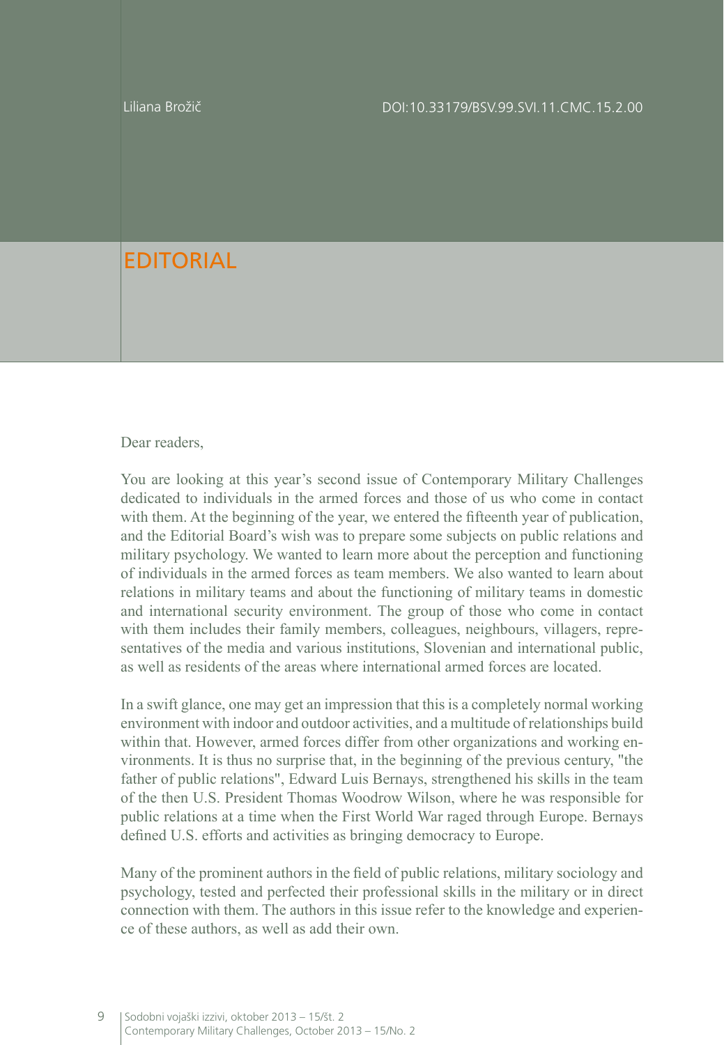Liliana Brožič

DOI:10.33179/BSV.99.SVI.11.CMC.15.2.00

# EDITORIAL

Dear readers,

You are looking at this year's second issue of Contemporary Military Challenges dedicated to individuals in the armed forces and those of us who come in contact with them. At the beginning of the year, we entered the fifteenth year of publication, and the Editorial Board's wish was to prepare some subjects on public relations and military psychology. We wanted to learn more about the perception and functioning of individuals in the armed forces as team members. We also wanted to learn about relations in military teams and about the functioning of military teams in domestic and international security environment. The group of those who come in contact with them includes their family members, colleagues, neighbours, villagers, representatives of the media and various institutions, Slovenian and international public, as well as residents of the areas where international armed forces are located.

In a swift glance, one may get an impression that this is a completely normal working environment with indoor and outdoor activities, and a multitude of relationships build within that. However, armed forces differ from other organizations and working environments. It is thus no surprise that, in the beginning of the previous century, "the father of public relations", Edward Luis Bernays, strengthened his skills in the team of the then U.S. President Thomas Woodrow Wilson, where he was responsible for public relations at a time when the First World War raged through Europe. Bernays defined U.S. efforts and activities as bringing democracy to Europe.

Many of the prominent authors in the field of public relations, military sociology and psychology, tested and perfected their professional skills in the military or in direct connection with them. The authors in this issue refer to the knowledge and experience of these authors, as well as add their own.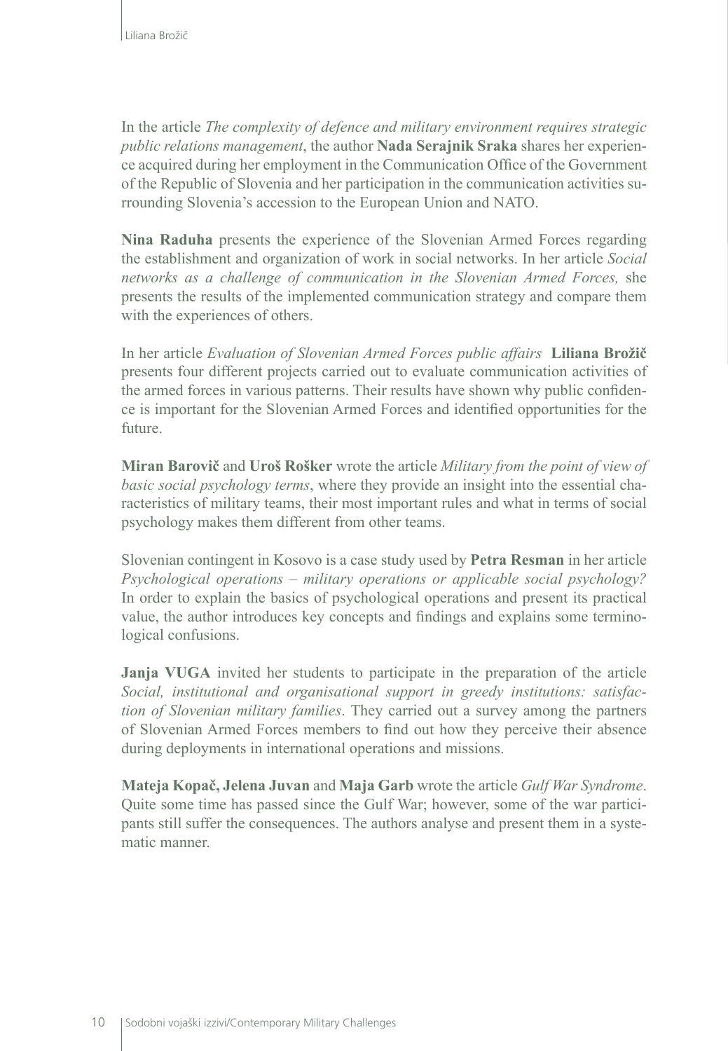In the article *The complexity of defence and military environment requires strategic public relations management*, the author **Nada Serajnik Sraka** shares her experience acquired during her employment in the Communication Office of the Government of the Republic of Slovenia and her participation in the communication activities surrounding Slovenia's accession to the European Union and NATO.

**Nina Raduha** presents the experience of the Slovenian Armed Forces regarding the establishment and organization of work in social networks. In her article *Social networks as a challenge of communication in the Slovenian Armed Forces,* she presents the results of the implemented communication strategy and compare them with the experiences of others.

In her article *Evaluation of Slovenian Armed Forces public affairs* **Liliana Brožič** presents four different projects carried out to evaluate communication activities of the armed forces in various patterns. Their results have shown why public confidence is important for the Slovenian Armed Forces and identified opportunities for the future.

**Miran Barovič** and **Uroš Rošker** wrote the article *Military from the point of view of basic social psychology terms*, where they provide an insight into the essential characteristics of military teams, their most important rules and what in terms of social psychology makes them different from other teams.

Slovenian contingent in Kosovo is a case study used by **Petra Resman** in her article *Psychological operations – military operations or applicable social psychology?* In order to explain the basics of psychological operations and present its practical value, the author introduces key concepts and findings and explains some terminological confusions.

**Janja VUGA** invited her students to participate in the preparation of the article *Social, institutional and organisational support in greedy institutions: satisfaction of Slovenian military families*. They carried out a survey among the partners of Slovenian Armed Forces members to find out how they perceive their absence during deployments in international operations and missions.

**Mateja Kopač, Jelena Juvan** and **Maja Garb** wrote the article *Gulf War Syndrome*. Quite some time has passed since the Gulf War; however, some of the war participants still suffer the consequences. The authors analyse and present them in a systematic manner.